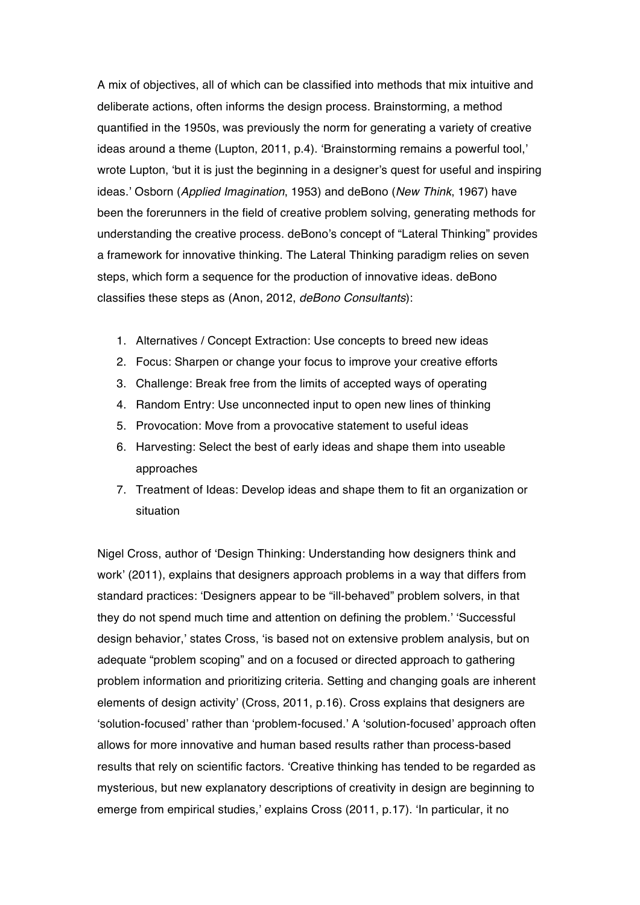A mix of objectives, all of which can be classified into methods that mix intuitive and deliberate actions, often informs the design process. Brainstorming, a method quantified in the 1950s, was previously the norm for generating a variety of creative ideas around a theme (Lupton, 2011, p.4). 'Brainstorming remains a powerful tool,' wrote Lupton, 'but it is just the beginning in a designer's quest for useful and inspiring ideas.' Osborn (*Applied Imagination*, 1953) and deBono (*New Think*, 1967) have been the forerunners in the field of creative problem solving, generating methods for understanding the creative process. deBono's concept of "Lateral Thinking" provides a framework for innovative thinking. The Lateral Thinking paradigm relies on seven steps, which form a sequence for the production of innovative ideas. deBono classifies these steps as (Anon, 2012, *deBono Consultants*):

1. Alternatives / Concept Extraction: Use concepts to breed new ideas
2. Focus: Sharpen or change your focus to improve your creative efforts
3. Challenge: Break free from the limits of accepted ways of operating
4. Random Entry: Use unconnected input to open new lines of thinking
5. Provocation: Move from a provocative statement to useful ideas
6. Harvesting: Select the best of early ideas and shape them into useable approaches
7. Treatment of Ideas: Develop ideas and shape them to fit an organization or situation

Nigel Cross, author of 'Design Thinking: Understanding how designers think and work' (2011), explains that designers approach problems in a way that differs from standard practices: 'Designers appear to be "ill-behaved" problem solvers, in that they do not spend much time and attention on defining the problem.' 'Successful design behavior,' states Cross, 'is based not on extensive problem analysis, but on adequate "problem scoping" and on a focused or directed approach to gathering problem information and prioritizing criteria. Setting and changing goals are inherent elements of design activity' (Cross, 2011, p.16). Cross explains that designers are 'solution-focused' rather than 'problem-focused.' A 'solution-focused' approach often allows for more innovative and human based results rather than process-based results that rely on scientific factors. 'Creative thinking has tended to be regarded as mysterious, but new explanatory descriptions of creativity in design are beginning to emerge from empirical studies,' explains Cross (2011, p.17). 'In particular, it no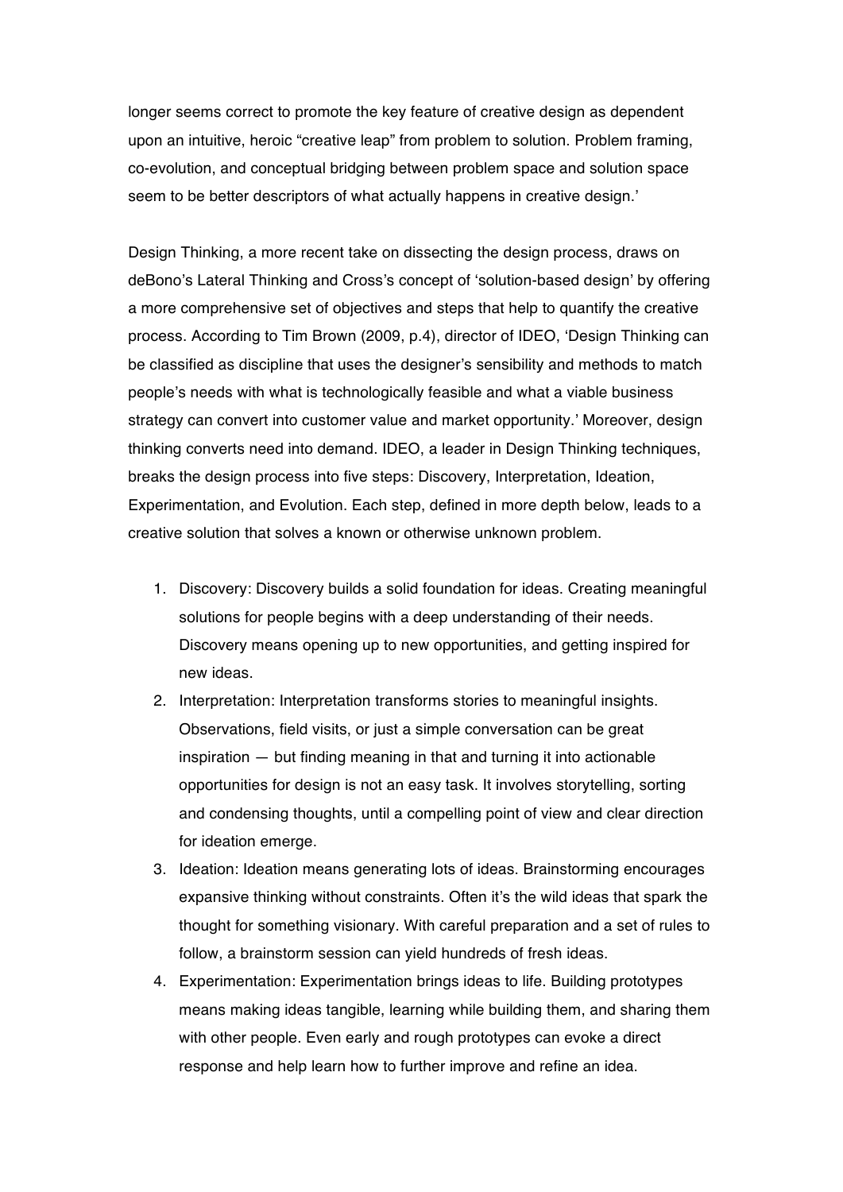longer seems correct to promote the key feature of creative design as dependent upon an intuitive, heroic "creative leap" from problem to solution. Problem framing, co-evolution, and conceptual bridging between problem space and solution space seem to be better descriptors of what actually happens in creative design.'

Design Thinking, a more recent take on dissecting the design process, draws on deBono's Lateral Thinking and Cross's concept of 'solution-based design' by offering a more comprehensive set of objectives and steps that help to quantify the creative process. According to Tim Brown (2009, p.4), director of IDEO, 'Design Thinking can be classified as discipline that uses the designer's sensibility and methods to match people's needs with what is technologically feasible and what a viable business strategy can convert into customer value and market opportunity.' Moreover, design thinking converts need into demand. IDEO, a leader in Design Thinking techniques, breaks the design process into five steps: Discovery, Interpretation, Ideation, Experimentation, and Evolution. Each step, defined in more depth below, leads to a creative solution that solves a known or otherwise unknown problem.

1. Discovery: Discovery builds a solid foundation for ideas. Creating meaningful solutions for people begins with a deep understanding of their needs. Discovery means opening up to new opportunities, and getting inspired for new ideas.
2. Interpretation: Interpretation transforms stories to meaningful insights. Observations, field visits, or just a simple conversation can be great inspiration — but finding meaning in that and turning it into actionable opportunities for design is not an easy task. It involves storytelling, sorting and condensing thoughts, until a compelling point of view and clear direction for ideation emerge.
3. Ideation: Ideation means generating lots of ideas. Brainstorming encourages expansive thinking without constraints. Often it's the wild ideas that spark the thought for something visionary. With careful preparation and a set of rules to follow, a brainstorm session can yield hundreds of fresh ideas.
4. Experimentation: Experimentation brings ideas to life. Building prototypes means making ideas tangible, learning while building them, and sharing them with other people. Even early and rough prototypes can evoke a direct response and help learn how to further improve and refine an idea.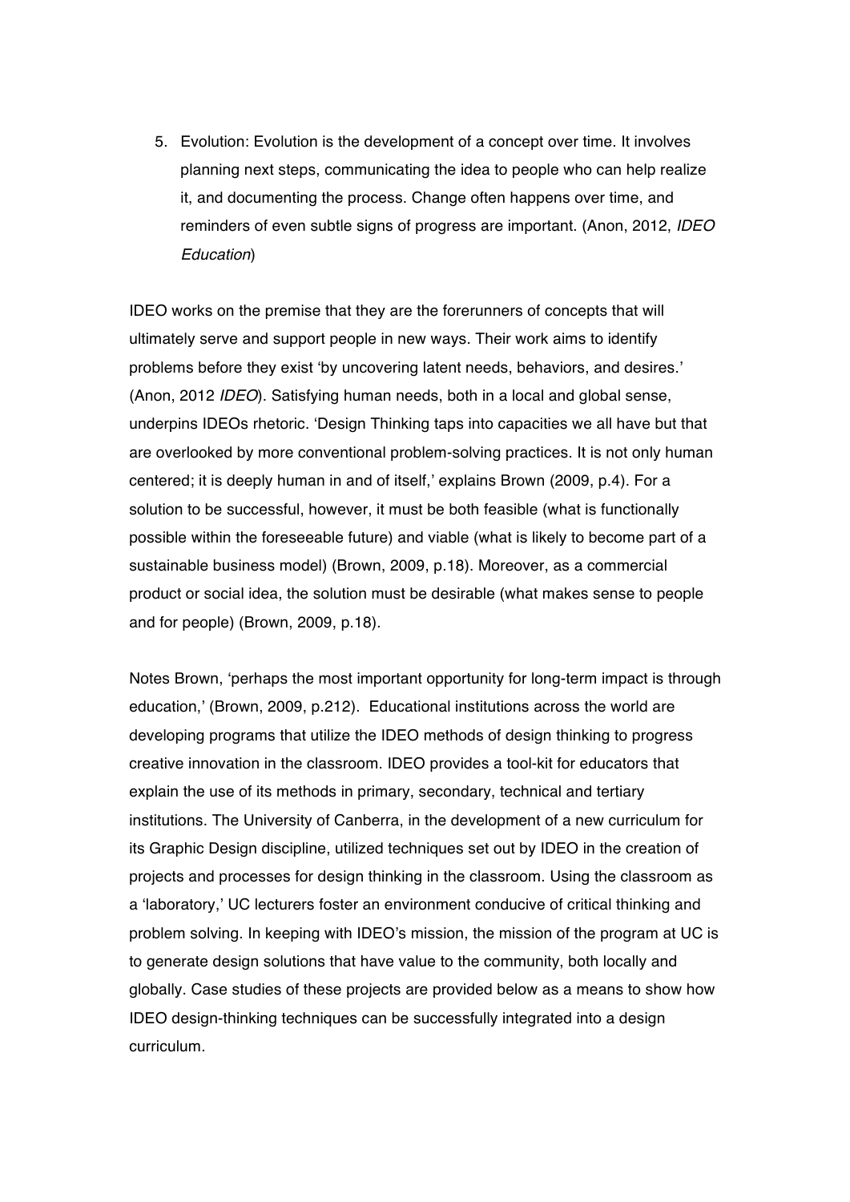5. Evolution: Evolution is the development of a concept over time. It involves planning next steps, communicating the idea to people who can help realize it, and documenting the process. Change often happens over time, and reminders of even subtle signs of progress are important. (Anon, 2012, *IDEO Education*)

IDEO works on the premise that they are the forerunners of concepts that will ultimately serve and support people in new ways. Their work aims to identify problems before they exist 'by uncovering latent needs, behaviors, and desires.' (Anon, 2012 *IDEO*). Satisfying human needs, both in a local and global sense, underpins IDEOs rhetoric. 'Design Thinking taps into capacities we all have but that are overlooked by more conventional problem-solving practices. It is not only human centered; it is deeply human in and of itself,' explains Brown (2009, p.4). For a solution to be successful, however, it must be both feasible (what is functionally possible within the foreseeable future) and viable (what is likely to become part of a sustainable business model) (Brown, 2009, p.18). Moreover, as a commercial product or social idea, the solution must be desirable (what makes sense to people and for people) (Brown, 2009, p.18).

Notes Brown, 'perhaps the most important opportunity for long-term impact is through education,' (Brown, 2009, p.212). Educational institutions across the world are developing programs that utilize the IDEO methods of design thinking to progress creative innovation in the classroom. IDEO provides a tool-kit for educators that explain the use of its methods in primary, secondary, technical and tertiary institutions. The University of Canberra, in the development of a new curriculum for its Graphic Design discipline, utilized techniques set out by IDEO in the creation of projects and processes for design thinking in the classroom. Using the classroom as a 'laboratory,' UC lecturers foster an environment conducive of critical thinking and problem solving. In keeping with IDEO's mission, the mission of the program at UC is to generate design solutions that have value to the community, both locally and globally. Case studies of these projects are provided below as a means to show how IDEO design-thinking techniques can be successfully integrated into a design curriculum.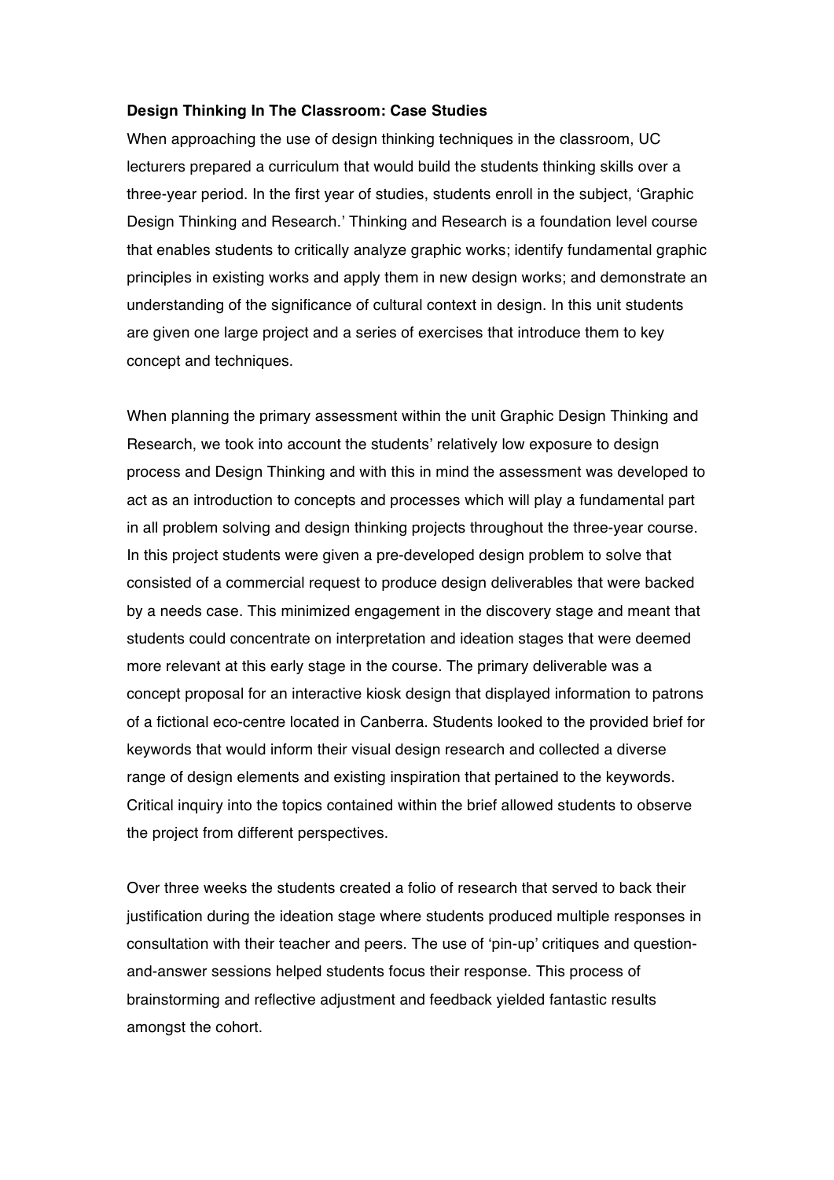**Design Thinking In The Classroom: Case Studies**

When approaching the use of design thinking techniques in the classroom, UC lecturers prepared a curriculum that would build the students thinking skills over a three-year period. In the first year of studies, students enroll in the subject, 'Graphic Design Thinking and Research.' Thinking and Research is a foundation level course that enables students to critically analyze graphic works; identify fundamental graphic principles in existing works and apply them in new design works; and demonstrate an understanding of the significance of cultural context in design. In this unit students are given one large project and a series of exercises that introduce them to key concept and techniques.

When planning the primary assessment within the unit Graphic Design Thinking and Research, we took into account the students' relatively low exposure to design process and Design Thinking and with this in mind the assessment was developed to act as an introduction to concepts and processes which will play a fundamental part in all problem solving and design thinking projects throughout the three-year course. In this project students were given a pre-developed design problem to solve that consisted of a commercial request to produce design deliverables that were backed by a needs case. This minimized engagement in the discovery stage and meant that students could concentrate on interpretation and ideation stages that were deemed more relevant at this early stage in the course. The primary deliverable was a concept proposal for an interactive kiosk design that displayed information to patrons of a fictional eco-centre located in Canberra. Students looked to the provided brief for keywords that would inform their visual design research and collected a diverse range of design elements and existing inspiration that pertained to the keywords. Critical inquiry into the topics contained within the brief allowed students to observe the project from different perspectives.

Over three weeks the students created a folio of research that served to back their justification during the ideation stage where students produced multiple responses in consultation with their teacher and peers. The use of 'pin-up' critiques and question-and-answer sessions helped students focus their response. This process of brainstorming and reflective adjustment and feedback yielded fantastic results amongst the cohort.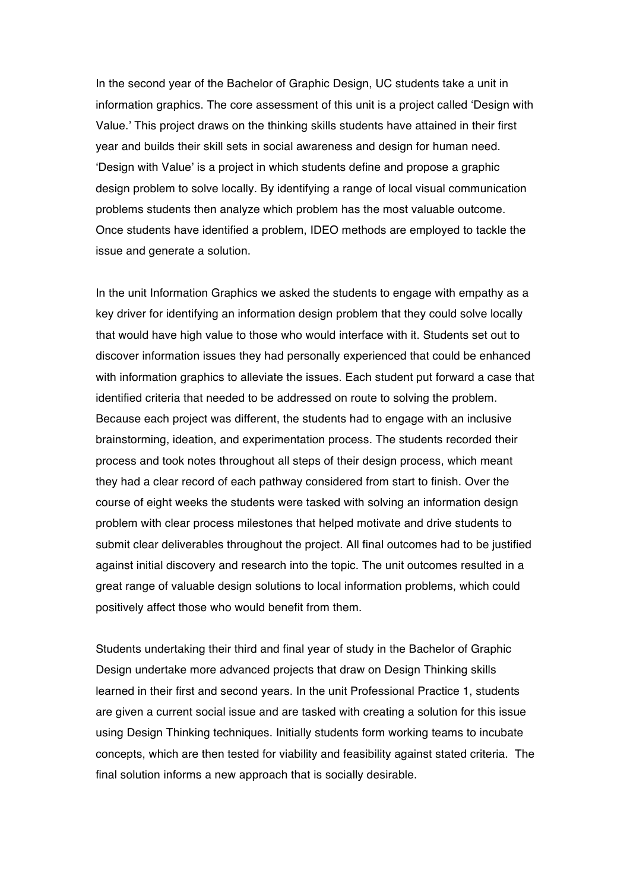In the second year of the Bachelor of Graphic Design, UC students take a unit in information graphics. The core assessment of this unit is a project called 'Design with Value.' This project draws on the thinking skills students have attained in their first year and builds their skill sets in social awareness and design for human need. 'Design with Value' is a project in which students define and propose a graphic design problem to solve locally. By identifying a range of local visual communication problems students then analyze which problem has the most valuable outcome. Once students have identified a problem, IDEO methods are employed to tackle the issue and generate a solution.

In the unit Information Graphics we asked the students to engage with empathy as a key driver for identifying an information design problem that they could solve locally that would have high value to those who would interface with it. Students set out to discover information issues they had personally experienced that could be enhanced with information graphics to alleviate the issues. Each student put forward a case that identified criteria that needed to be addressed on route to solving the problem. Because each project was different, the students had to engage with an inclusive brainstorming, ideation, and experimentation process. The students recorded their process and took notes throughout all steps of their design process, which meant they had a clear record of each pathway considered from start to finish. Over the course of eight weeks the students were tasked with solving an information design problem with clear process milestones that helped motivate and drive students to submit clear deliverables throughout the project. All final outcomes had to be justified against initial discovery and research into the topic. The unit outcomes resulted in a great range of valuable design solutions to local information problems, which could positively affect those who would benefit from them.

Students undertaking their third and final year of study in the Bachelor of Graphic Design undertake more advanced projects that draw on Design Thinking skills learned in their first and second years. In the unit Professional Practice 1, students are given a current social issue and are tasked with creating a solution for this issue using Design Thinking techniques. Initially students form working teams to incubate concepts, which are then tested for viability and feasibility against stated criteria. The final solution informs a new approach that is socially desirable.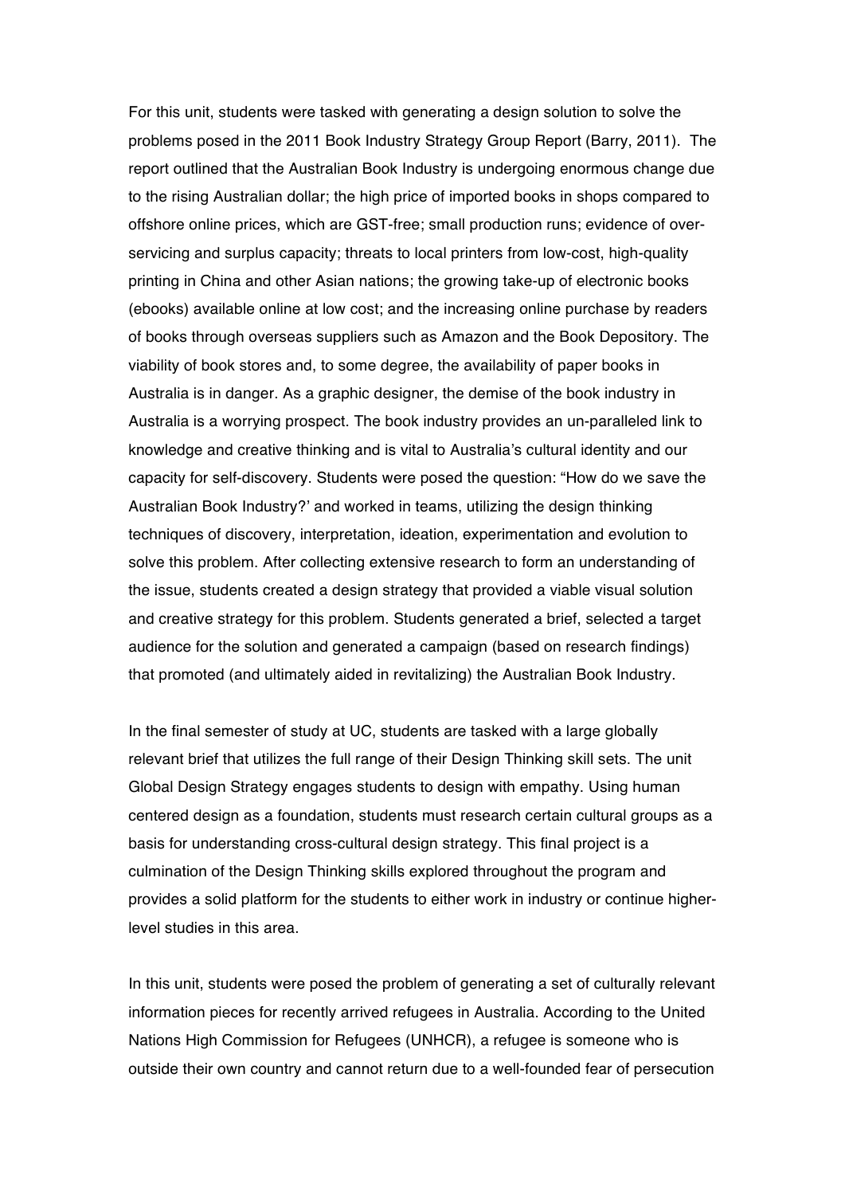For this unit, students were tasked with generating a design solution to solve the problems posed in the 2011 Book Industry Strategy Group Report (Barry, 2011). The report outlined that the Australian Book Industry is undergoing enormous change due to the rising Australian dollar; the high price of imported books in shops compared to offshore online prices, which are GST-free; small production runs; evidence of over-servicing and surplus capacity; threats to local printers from low-cost, high-quality printing in China and other Asian nations; the growing take-up of electronic books (ebooks) available online at low cost; and the increasing online purchase by readers of books through overseas suppliers such as Amazon and the Book Depository. The viability of book stores and, to some degree, the availability of paper books in Australia is in danger. As a graphic designer, the demise of the book industry in Australia is a worrying prospect. The book industry provides an un-paralleled link to knowledge and creative thinking and is vital to Australia's cultural identity and our capacity for self-discovery. Students were posed the question: "How do we save the Australian Book Industry?' and worked in teams, utilizing the design thinking techniques of discovery, interpretation, ideation, experimentation and evolution to solve this problem. After collecting extensive research to form an understanding of the issue, students created a design strategy that provided a viable visual solution and creative strategy for this problem. Students generated a brief, selected a target audience for the solution and generated a campaign (based on research findings) that promoted (and ultimately aided in revitalizing) the Australian Book Industry.

In the final semester of study at UC, students are tasked with a large globally relevant brief that utilizes the full range of their Design Thinking skill sets. The unit Global Design Strategy engages students to design with empathy. Using human centered design as a foundation, students must research certain cultural groups as a basis for understanding cross-cultural design strategy. This final project is a culmination of the Design Thinking skills explored throughout the program and provides a solid platform for the students to either work in industry or continue higher-level studies in this area.

In this unit, students were posed the problem of generating a set of culturally relevant information pieces for recently arrived refugees in Australia. According to the United Nations High Commission for Refugees (UNHCR), a refugee is someone who is outside their own country and cannot return due to a well-founded fear of persecution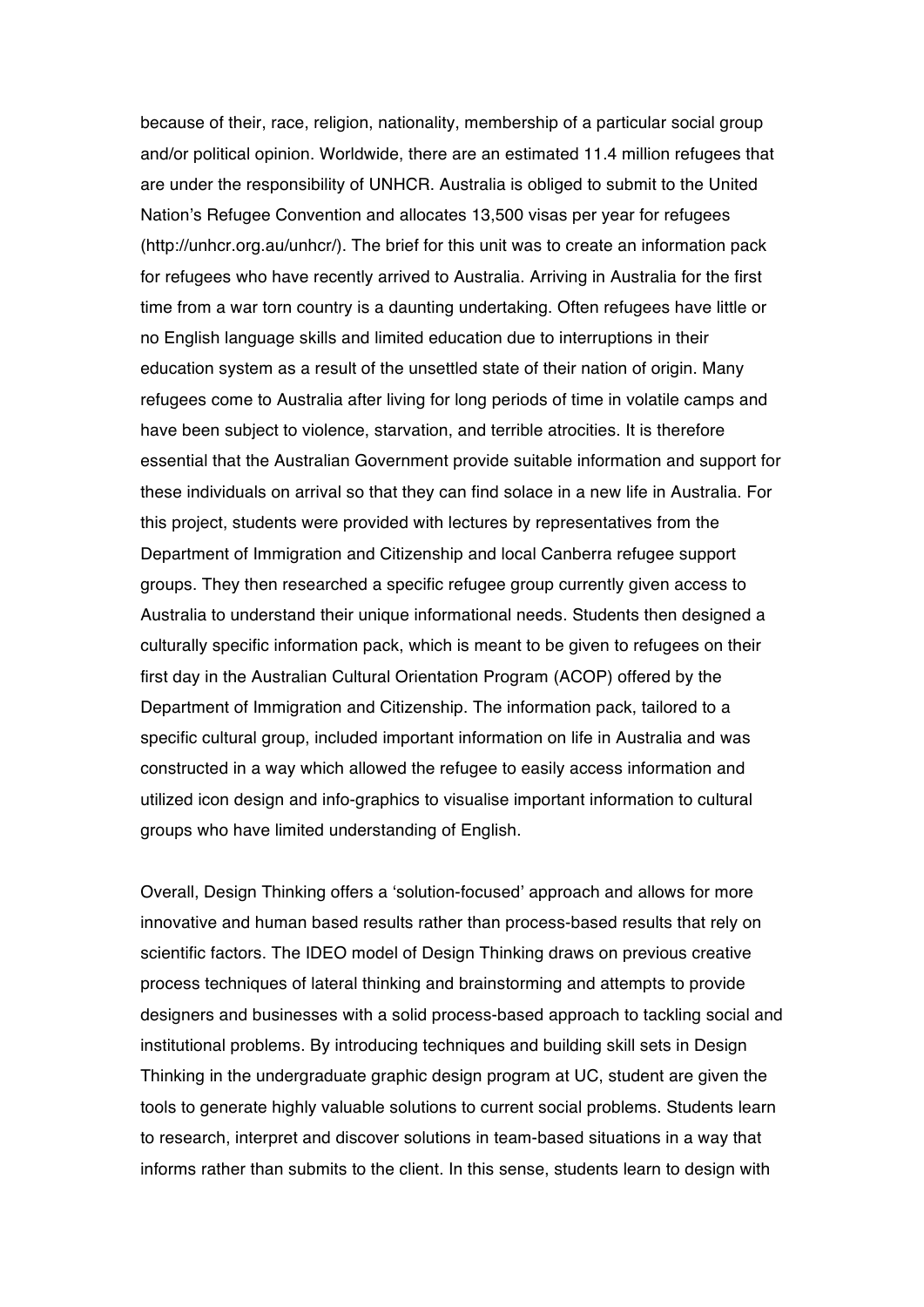because of their, race, religion, nationality, membership of a particular social group and/or political opinion. Worldwide, there are an estimated 11.4 million refugees that are under the responsibility of UNHCR. Australia is obliged to submit to the United Nation's Refugee Convention and allocates 13,500 visas per year for refugees (http://unhcr.org.au/unhcr/). The brief for this unit was to create an information pack for refugees who have recently arrived to Australia. Arriving in Australia for the first time from a war torn country is a daunting undertaking. Often refugees have little or no English language skills and limited education due to interruptions in their education system as a result of the unsettled state of their nation of origin. Many refugees come to Australia after living for long periods of time in volatile camps and have been subject to violence, starvation, and terrible atrocities. It is therefore essential that the Australian Government provide suitable information and support for these individuals on arrival so that they can find solace in a new life in Australia. For this project, students were provided with lectures by representatives from the Department of Immigration and Citizenship and local Canberra refugee support groups. They then researched a specific refugee group currently given access to Australia to understand their unique informational needs. Students then designed a culturally specific information pack, which is meant to be given to refugees on their first day in the Australian Cultural Orientation Program (ACOP) offered by the Department of Immigration and Citizenship. The information pack, tailored to a specific cultural group, included important information on life in Australia and was constructed in a way which allowed the refugee to easily access information and utilized icon design and info-graphics to visualise important information to cultural groups who have limited understanding of English.

Overall, Design Thinking offers a 'solution-focused' approach and allows for more innovative and human based results rather than process-based results that rely on scientific factors. The IDEO model of Design Thinking draws on previous creative process techniques of lateral thinking and brainstorming and attempts to provide designers and businesses with a solid process-based approach to tackling social and institutional problems. By introducing techniques and building skill sets in Design Thinking in the undergraduate graphic design program at UC, student are given the tools to generate highly valuable solutions to current social problems. Students learn to research, interpret and discover solutions in team-based situations in a way that informs rather than submits to the client. In this sense, students learn to design with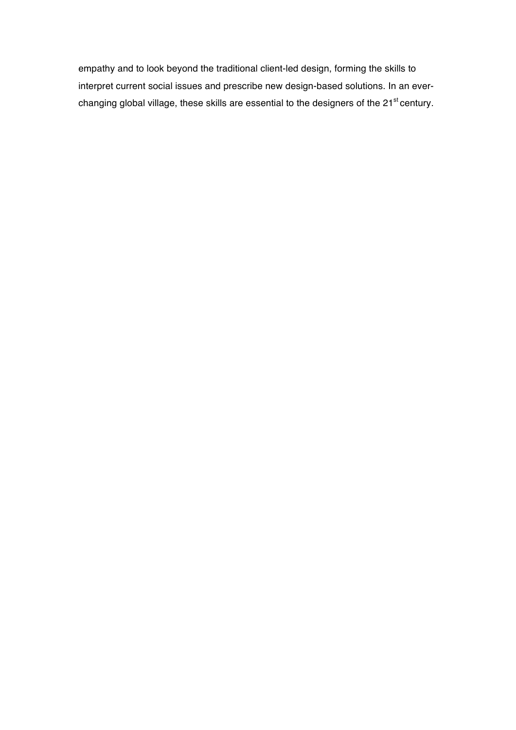empathy and to look beyond the traditional client-led design, forming the skills to interpret current social issues and prescribe new design-based solutions. In an ever-changing global village, these skills are essential to the designers of the 21st century.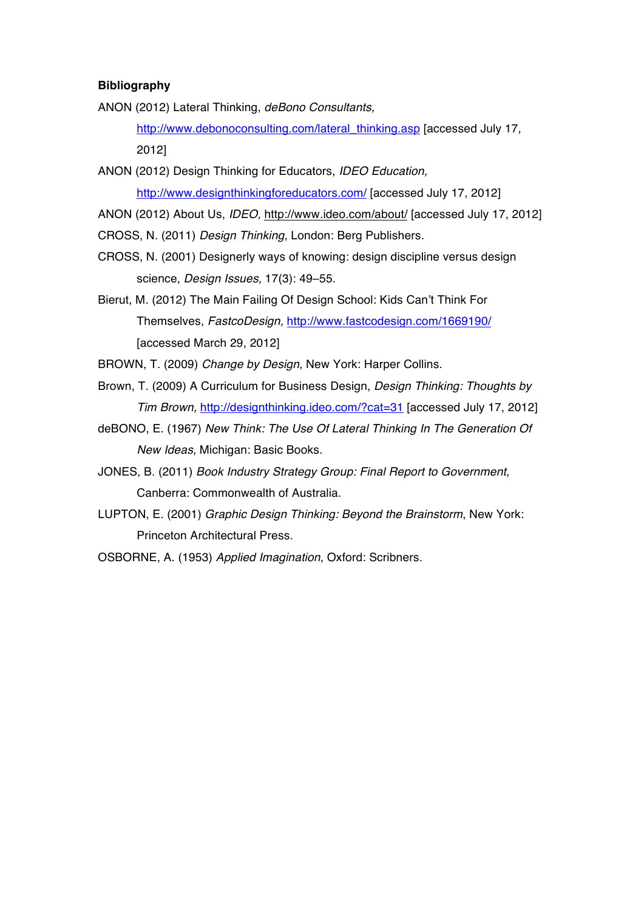**Bibliography**

ANON (2012) Lateral Thinking, *deBono Consultants,* http://www.debonoconsulting.com/lateral_thinking.asp [accessed July 17, 2012]

ANON (2012) Design Thinking for Educators, *IDEO Education,* http://www.designthinkingforeducators.com/ [accessed July 17, 2012]

ANON (2012) About Us, *IDEO,* http://www.ideo.com/about/ [accessed July 17, 2012]

CROSS, N. (2011) *Design Thinking,* London: Berg Publishers.

CROSS, N. (2001) Designerly ways of knowing: design discipline versus design science, *Design Issues,* 17(3): 49–55.

Bierut, M. (2012) The Main Failing Of Design School: Kids Can't Think For Themselves, *FastcoDesign,* http://www.fastcodesign.com/1669190/ [accessed March 29, 2012]

BROWN, T. (2009) *Change by Design*, New York: Harper Collins.

Brown, T. (2009) A Curriculum for Business Design, *Design Thinking: Thoughts by Tim Brown,* http://designthinking.ideo.com/?cat=31 [accessed July 17, 2012]

deBONO, E. (1967) *New Think: The Use Of Lateral Thinking In The Generation Of New Ideas*, Michigan: Basic Books.

JONES, B. (2011) *Book Industry Strategy Group: Final Report to Government,* Canberra: Commonwealth of Australia.

LUPTON, E. (2001) *Graphic Design Thinking: Beyond the Brainstorm*, New York: Princeton Architectural Press.

OSBORNE, A. (1953) *Applied Imagination*, Oxford: Scribners.